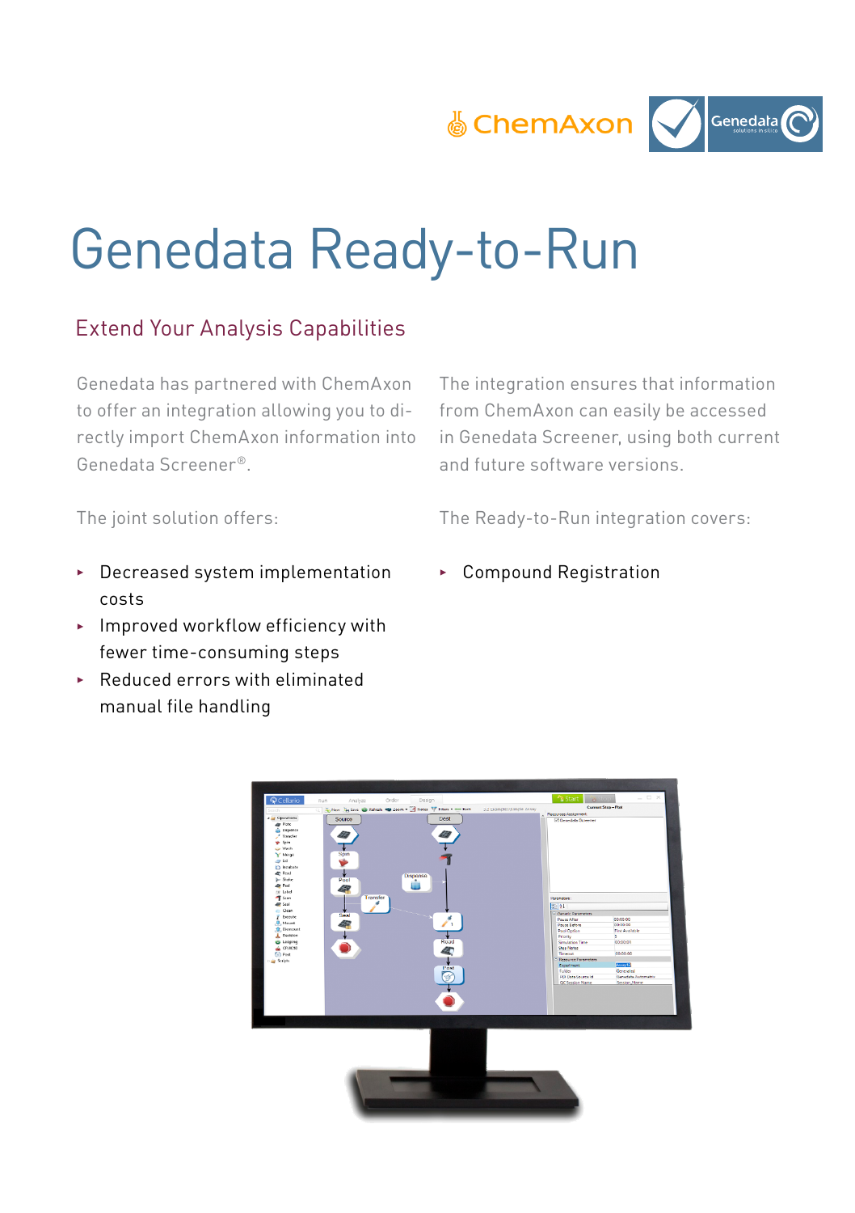# Genedata Ready-to-Run

## Extend Your Analysis Capabilities

Genedata has partnered with ChemAxon to offer an integration allowing you to directly import ChemAxon information into Genedata Screener®.

The integration ensures that information from ChemAxon can easily be accessed in Genedata Screener, using both current and future software versions.

The joint solution offers:

- Decreased system implementation costs
- Improved workflow efficiency with fewer time-consuming steps
- Reduced errors with eliminated manual file handling

The Ready-to-Run integration covers:

- Compound Registration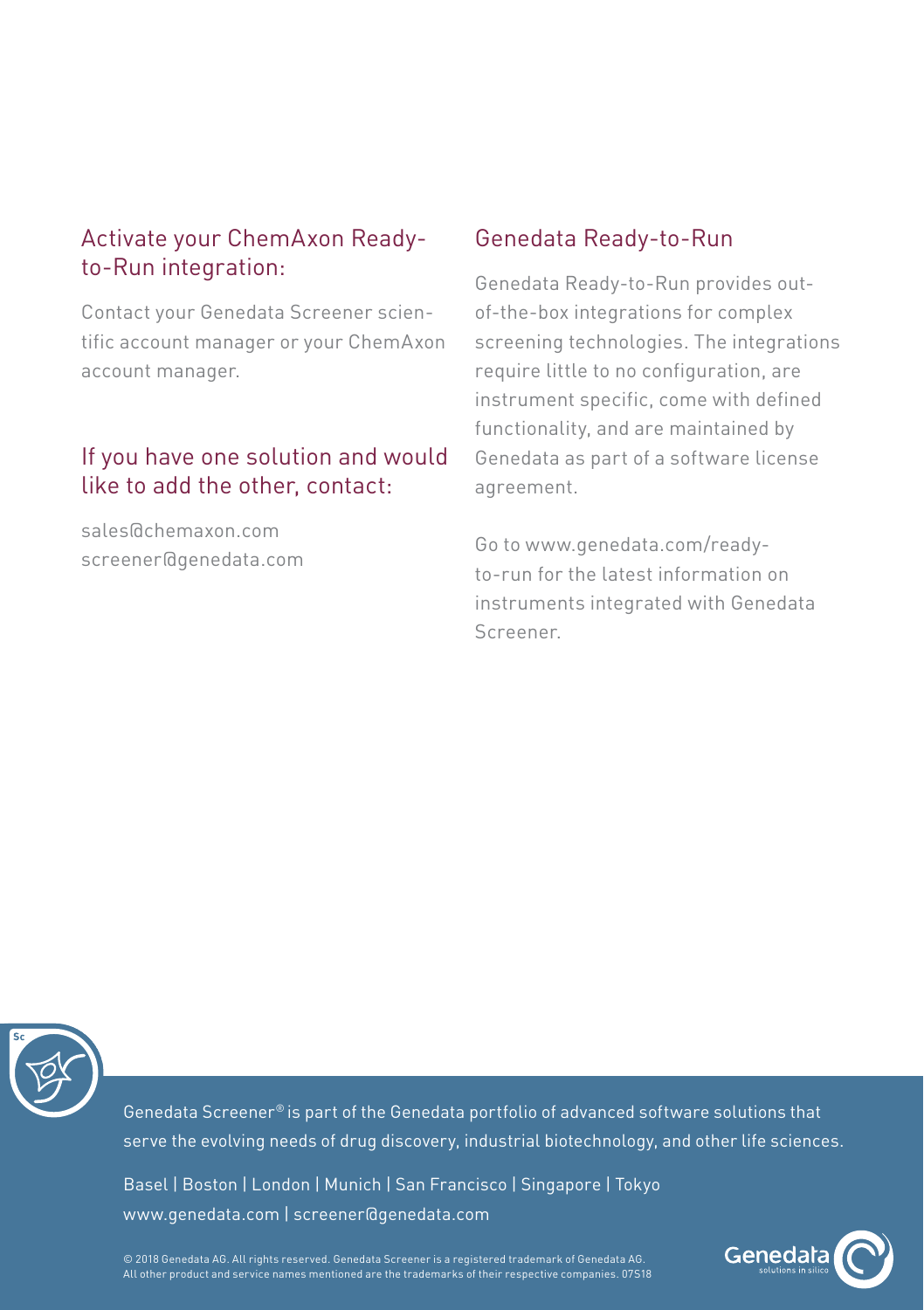## Activate your ChemAxon Ready-to-Run integration:

Contact your Genedata Screener scientific account manager or your ChemAxon account manager.

## If you have one solution and would like to add the other, contact:

sales@chemaxon.com
screener@genedata.com

## Genedata Ready-to-Run

Genedata Ready-to-Run provides out-of-the-box integrations for complex screening technologies. The integrations require little to no configuration, are instrument specific, come with defined functionality, and are maintained by Genedata as part of a software license agreement.

Go to www.genedata.com/ready-to-run for the latest information on instruments integrated with Genedata Screener.

Genedata Screener® is part of the Genedata portfolio of advanced software solutions that serve the evolving needs of drug discovery, industrial biotechnology, and other life sciences.

Basel | Boston | London | Munich | San Francisco | Singapore | Tokyo
www.genedata.com | screener@genedata.com

© 2018 Genedata AG. All rights reserved. Genedata Screener is a registered trademark of Genedata AG. All other product and service names mentioned are the trademarks of their respective companies. 07S18